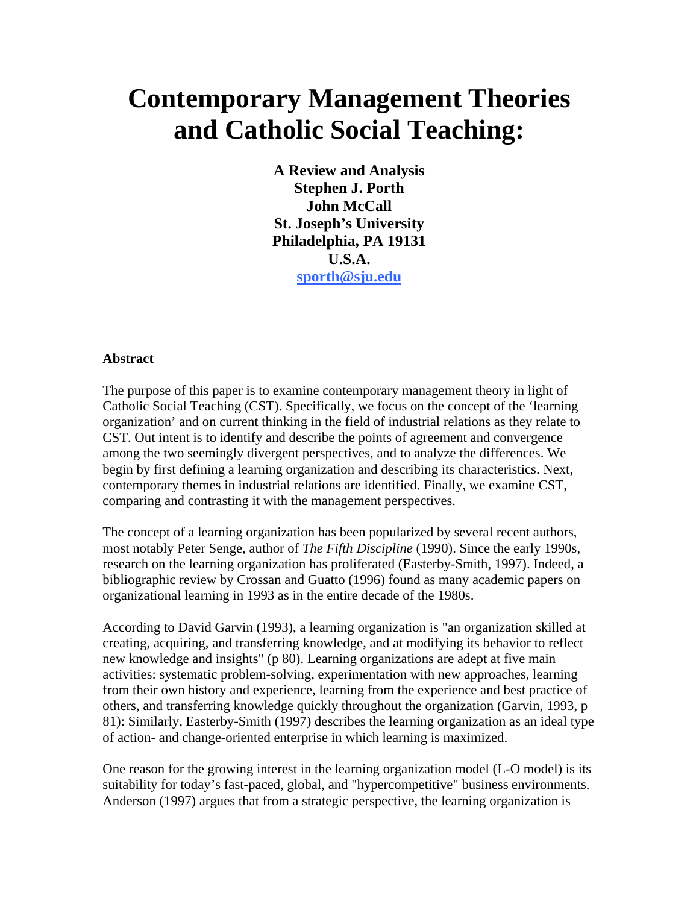# Contemporary Management Theories and Catholic Social Teaching:

**A Review and Analysis**
**Stephen J. Porth**
**John McCall**
**St. Joseph's University**
**Philadelphia, PA 19131**
**U.S.A.**
**[sporth@sju.edu](mailto:sporth@sju.edu)**

### Abstract

The purpose of this paper is to examine contemporary management theory in light of Catholic Social Teaching (CST). Specifically, we focus on the concept of the 'learning organization' and on current thinking in the field of industrial relations as they relate to CST. Out intent is to identify and describe the points of agreement and convergence among the two seemingly divergent perspectives, and to analyze the differences. We begin by first defining a learning organization and describing its characteristics. Next, contemporary themes in industrial relations are identified. Finally, we examine CST, comparing and contrasting it with the management perspectives.

The concept of a learning organization has been popularized by several recent authors, most notably Peter Senge, author of *The Fifth Discipline* (1990). Since the early 1990s, research on the learning organization has proliferated (Easterby-Smith, 1997). Indeed, a bibliographic review by Crossan and Guatto (1996) found as many academic papers on organizational learning in 1993 as in the entire decade of the 1980s.

According to David Garvin (1993), a learning organization is "an organization skilled at creating, acquiring, and transferring knowledge, and at modifying its behavior to reflect new knowledge and insights" (p 80). Learning organizations are adept at five main activities: systematic problem-solving, experimentation with new approaches, learning from their own history and experience, learning from the experience and best practice of others, and transferring knowledge quickly throughout the organization (Garvin, 1993, p 81): Similarly, Easterby-Smith (1997) describes the learning organization as an ideal type of action- and change-oriented enterprise in which learning is maximized.

One reason for the growing interest in the learning organization model (L-O model) is its suitability for today's fast-paced, global, and "hypercompetitive" business environments. Anderson (1997) argues that from a strategic perspective, the learning organization is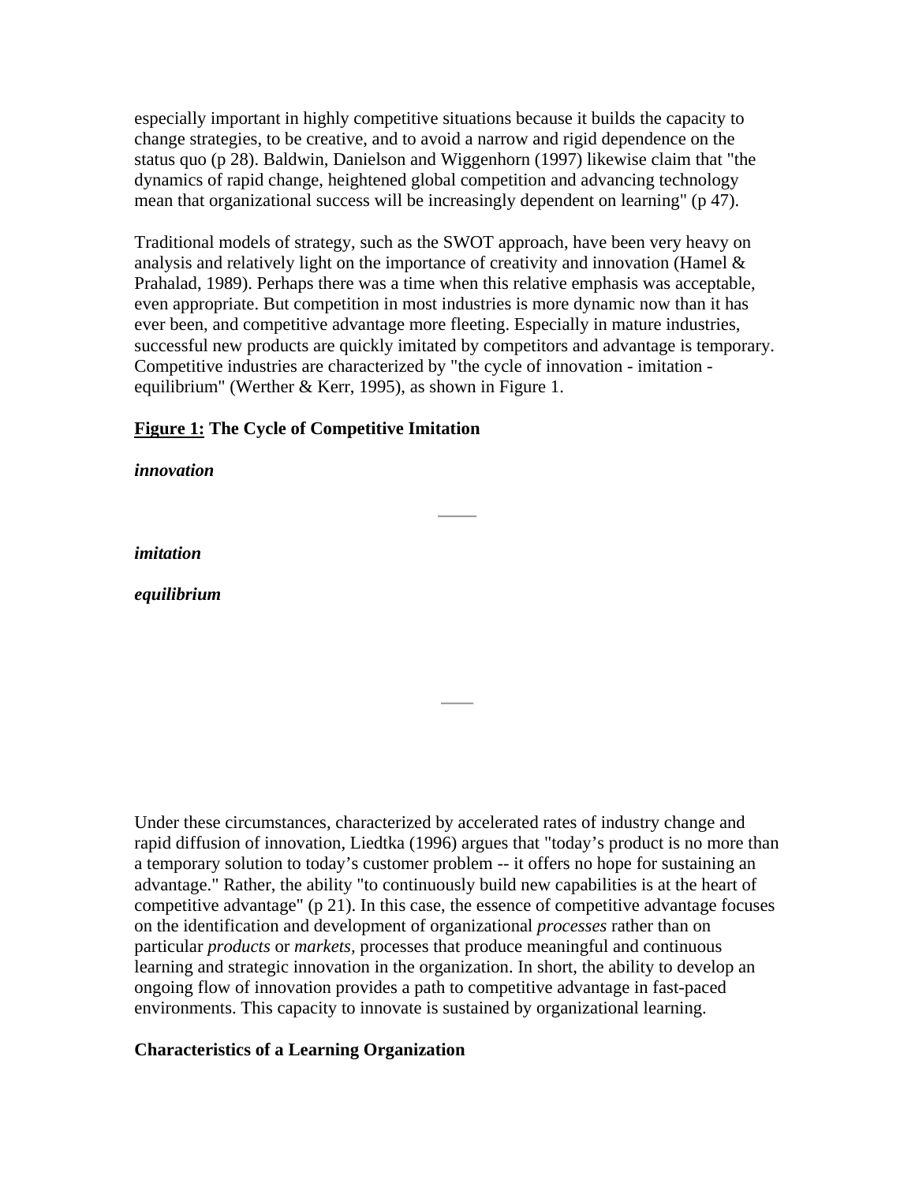especially important in highly competitive situations because it builds the capacity to change strategies, to be creative, and to avoid a narrow and rigid dependence on the status quo (p 28). Baldwin, Danielson and Wiggenhorn (1997) likewise claim that "the dynamics of rapid change, heightened global competition and advancing technology mean that organizational success will be increasingly dependent on learning" (p 47).

Traditional models of strategy, such as the SWOT approach, have been very heavy on analysis and relatively light on the importance of creativity and innovation (Hamel & Prahalad, 1989). Perhaps there was a time when this relative emphasis was acceptable, even appropriate. But competition in most industries is more dynamic now than it has ever been, and competitive advantage more fleeting. Especially in mature industries, successful new products are quickly imitated by competitors and advantage is temporary. Competitive industries are characterized by "the cycle of innovation - imitation - equilibrium" (Werther & Kerr, 1995), as shown in Figure 1.

**Figure 1: The Cycle of Competitive Imitation**

***innovation***

***imitation***

***equilibrium***

Under these circumstances, characterized by accelerated rates of industry change and rapid diffusion of innovation, Liedtka (1996) argues that "today's product is no more than a temporary solution to today's customer problem -- it offers no hope for sustaining an advantage." Rather, the ability "to continuously build new capabilities is at the heart of competitive advantage" (p 21). In this case, the essence of competitive advantage focuses on the identification and development of organizational *processes* rather than on particular *products* or *markets*, processes that produce meaningful and continuous learning and strategic innovation in the organization. In short, the ability to develop an ongoing flow of innovation provides a path to competitive advantage in fast-paced environments. This capacity to innovate is sustained by organizational learning.

## Characteristics of a Learning Organization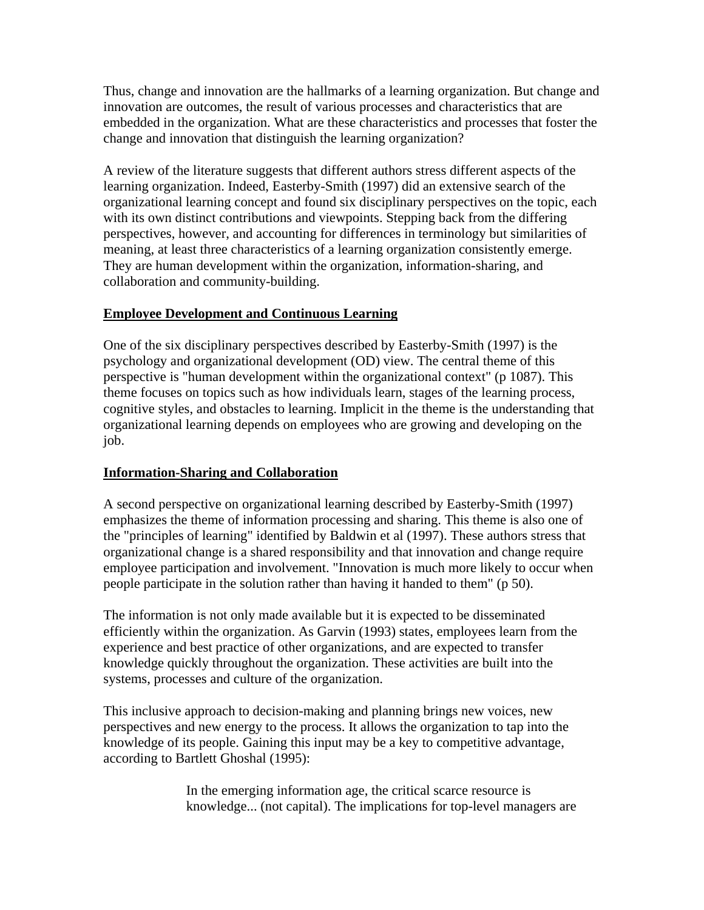Thus, change and innovation are the hallmarks of a learning organization. But change and innovation are outcomes, the result of various processes and characteristics that are embedded in the organization. What are these characteristics and processes that foster the change and innovation that distinguish the learning organization?

A review of the literature suggests that different authors stress different aspects of the learning organization. Indeed, Easterby-Smith (1997) did an extensive search of the organizational learning concept and found six disciplinary perspectives on the topic, each with its own distinct contributions and viewpoints. Stepping back from the differing perspectives, however, and accounting for differences in terminology but similarities of meaning, at least three characteristics of a learning organization consistently emerge. They are human development within the organization, information-sharing, and collaboration and community-building.

**Employee Development and Continuous Learning**

One of the six disciplinary perspectives described by Easterby-Smith (1997) is the psychology and organizational development (OD) view. The central theme of this perspective is "human development within the organizational context" (p 1087). This theme focuses on topics such as how individuals learn, stages of the learning process, cognitive styles, and obstacles to learning. Implicit in the theme is the understanding that organizational learning depends on employees who are growing and developing on the job.

**Information-Sharing and Collaboration**

A second perspective on organizational learning described by Easterby-Smith (1997) emphasizes the theme of information processing and sharing. This theme is also one of the "principles of learning" identified by Baldwin et al (1997). These authors stress that organizational change is a shared responsibility and that innovation and change require employee participation and involvement. "Innovation is much more likely to occur when people participate in the solution rather than having it handed to them" (p 50).

The information is not only made available but it is expected to be disseminated efficiently within the organization. As Garvin (1993) states, employees learn from the experience and best practice of other organizations, and are expected to transfer knowledge quickly throughout the organization. These activities are built into the systems, processes and culture of the organization.

This inclusive approach to decision-making and planning brings new voices, new perspectives and new energy to the process. It allows the organization to tap into the knowledge of its people. Gaining this input may be a key to competitive advantage, according to Bartlett Ghoshal (1995):

> In the emerging information age, the critical scarce resource is knowledge... (not capital). The implications for top-level managers are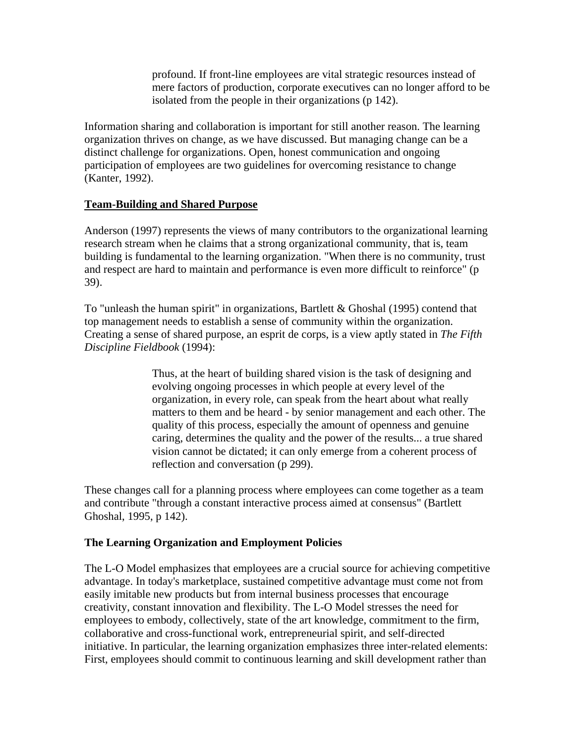> profound. If front-line employees are vital strategic resources instead of mere factors of production, corporate executives can no longer afford to be isolated from the people in their organizations (p 142).

Information sharing and collaboration is important for still another reason. The learning organization thrives on change, as we have discussed. But managing change can be a distinct challenge for organizations. Open, honest communication and ongoing participation of employees are two guidelines for overcoming resistance to change (Kanter, 1992).

**Team-Building and Shared Purpose**

Anderson (1997) represents the views of many contributors to the organizational learning research stream when he claims that a strong organizational community, that is, team building is fundamental to the learning organization. "When there is no community, trust and respect are hard to maintain and performance is even more difficult to reinforce" (p 39).

To "unleash the human spirit" in organizations, Bartlett & Ghoshal (1995) contend that top management needs to establish a sense of community within the organization. Creating a sense of shared purpose, an esprit de corps, is a view aptly stated in *The Fifth Discipline Fieldbook* (1994):

> Thus, at the heart of building shared vision is the task of designing and evolving ongoing processes in which people at every level of the organization, in every role, can speak from the heart about what really matters to them and be heard - by senior management and each other. The quality of this process, especially the amount of openness and genuine caring, determines the quality and the power of the results... a true shared vision cannot be dictated; it can only emerge from a coherent process of reflection and conversation (p 299).

These changes call for a planning process where employees can come together as a team and contribute "through a constant interactive process aimed at consensus" (Bartlett Ghoshal, 1995, p 142).

**The Learning Organization and Employment Policies**

The L-O Model emphasizes that employees are a crucial source for achieving competitive advantage. In today's marketplace, sustained competitive advantage must come not from easily imitable new products but from internal business processes that encourage creativity, constant innovation and flexibility. The L-O Model stresses the need for employees to embody, collectively, state of the art knowledge, commitment to the firm, collaborative and cross-functional work, entrepreneurial spirit, and self-directed initiative. In particular, the learning organization emphasizes three inter-related elements: First, employees should commit to continuous learning and skill development rather than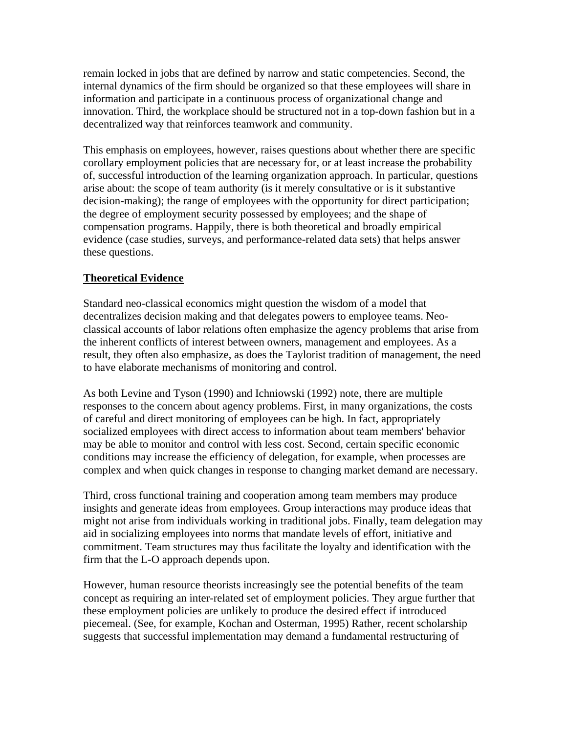remain locked in jobs that are defined by narrow and static competencies. Second, the internal dynamics of the firm should be organized so that these employees will share in information and participate in a continuous process of organizational change and innovation. Third, the workplace should be structured not in a top-down fashion but in a decentralized way that reinforces teamwork and community.

This emphasis on employees, however, raises questions about whether there are specific corollary employment policies that are necessary for, or at least increase the probability of, successful introduction of the learning organization approach. In particular, questions arise about: the scope of team authority (is it merely consultative or is it substantive decision-making); the range of employees with the opportunity for direct participation; the degree of employment security possessed by employees; and the shape of compensation programs. Happily, there is both theoretical and broadly empirical evidence (case studies, surveys, and performance-related data sets) that helps answer these questions.

## Theoretical Evidence

Standard neo-classical economics might question the wisdom of a model that decentralizes decision making and that delegates powers to employee teams. Neo-classical accounts of labor relations often emphasize the agency problems that arise from the inherent conflicts of interest between owners, management and employees. As a result, they often also emphasize, as does the Taylorist tradition of management, the need to have elaborate mechanisms of monitoring and control.

As both Levine and Tyson (1990) and Ichniowski (1992) note, there are multiple responses to the concern about agency problems. First, in many organizations, the costs of careful and direct monitoring of employees can be high. In fact, appropriately socialized employees with direct access to information about team members' behavior may be able to monitor and control with less cost. Second, certain specific economic conditions may increase the efficiency of delegation, for example, when processes are complex and when quick changes in response to changing market demand are necessary.

Third, cross functional training and cooperation among team members may produce insights and generate ideas from employees. Group interactions may produce ideas that might not arise from individuals working in traditional jobs. Finally, team delegation may aid in socializing employees into norms that mandate levels of effort, initiative and commitment. Team structures may thus facilitate the loyalty and identification with the firm that the L-O approach depends upon.

However, human resource theorists increasingly see the potential benefits of the team concept as requiring an inter-related set of employment policies. They argue further that these employment policies are unlikely to produce the desired effect if introduced piecemeal. (See, for example, Kochan and Osterman, 1995) Rather, recent scholarship suggests that successful implementation may demand a fundamental restructuring of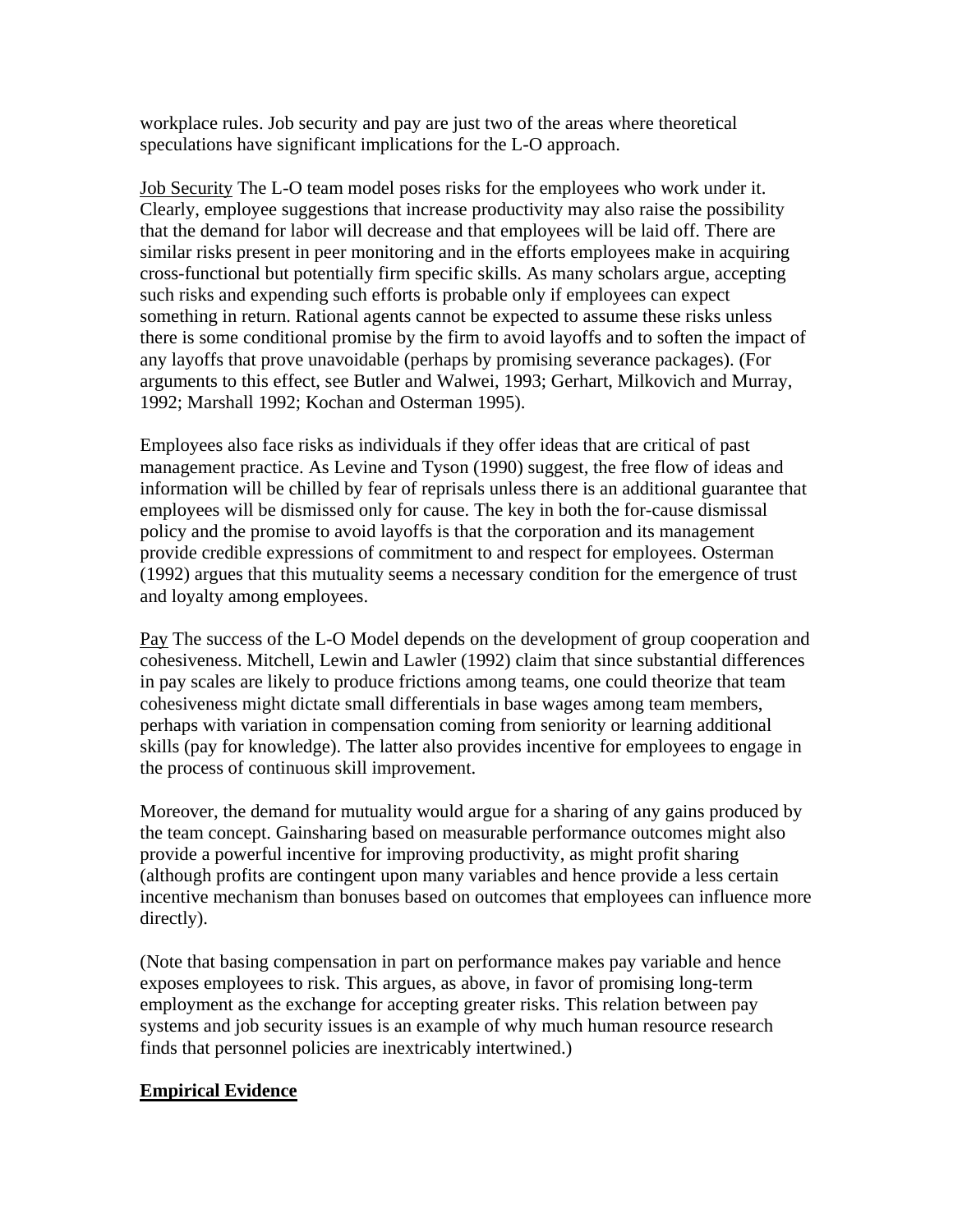workplace rules. Job security and pay are just two of the areas where theoretical speculations have significant implications for the L-O approach.

Job Security The L-O team model poses risks for the employees who work under it. Clearly, employee suggestions that increase productivity may also raise the possibility that the demand for labor will decrease and that employees will be laid off. There are similar risks present in peer monitoring and in the efforts employees make in acquiring cross-functional but potentially firm specific skills. As many scholars argue, accepting such risks and expending such efforts is probable only if employees can expect something in return. Rational agents cannot be expected to assume these risks unless there is some conditional promise by the firm to avoid layoffs and to soften the impact of any layoffs that prove unavoidable (perhaps by promising severance packages). (For arguments to this effect, see Butler and Walwei, 1993; Gerhart, Milkovich and Murray, 1992; Marshall 1992; Kochan and Osterman 1995).

Employees also face risks as individuals if they offer ideas that are critical of past management practice. As Levine and Tyson (1990) suggest, the free flow of ideas and information will be chilled by fear of reprisals unless there is an additional guarantee that employees will be dismissed only for cause. The key in both the for-cause dismissal policy and the promise to avoid layoffs is that the corporation and its management provide credible expressions of commitment to and respect for employees. Osterman (1992) argues that this mutuality seems a necessary condition for the emergence of trust and loyalty among employees.

Pay The success of the L-O Model depends on the development of group cooperation and cohesiveness. Mitchell, Lewin and Lawler (1992) claim that since substantial differences in pay scales are likely to produce frictions among teams, one could theorize that team cohesiveness might dictate small differentials in base wages among team members, perhaps with variation in compensation coming from seniority or learning additional skills (pay for knowledge). The latter also provides incentive for employees to engage in the process of continuous skill improvement.

Moreover, the demand for mutuality would argue for a sharing of any gains produced by the team concept. Gainsharing based on measurable performance outcomes might also provide a powerful incentive for improving productivity, as might profit sharing (although profits are contingent upon many variables and hence provide a less certain incentive mechanism than bonuses based on outcomes that employees can influence more directly).

(Note that basing compensation in part on performance makes pay variable and hence exposes employees to risk. This argues, as above, in favor of promising long-term employment as the exchange for accepting greater risks. This relation between pay systems and job security issues is an example of why much human resource research finds that personnel policies are inextricably intertwined.)

## Empirical Evidence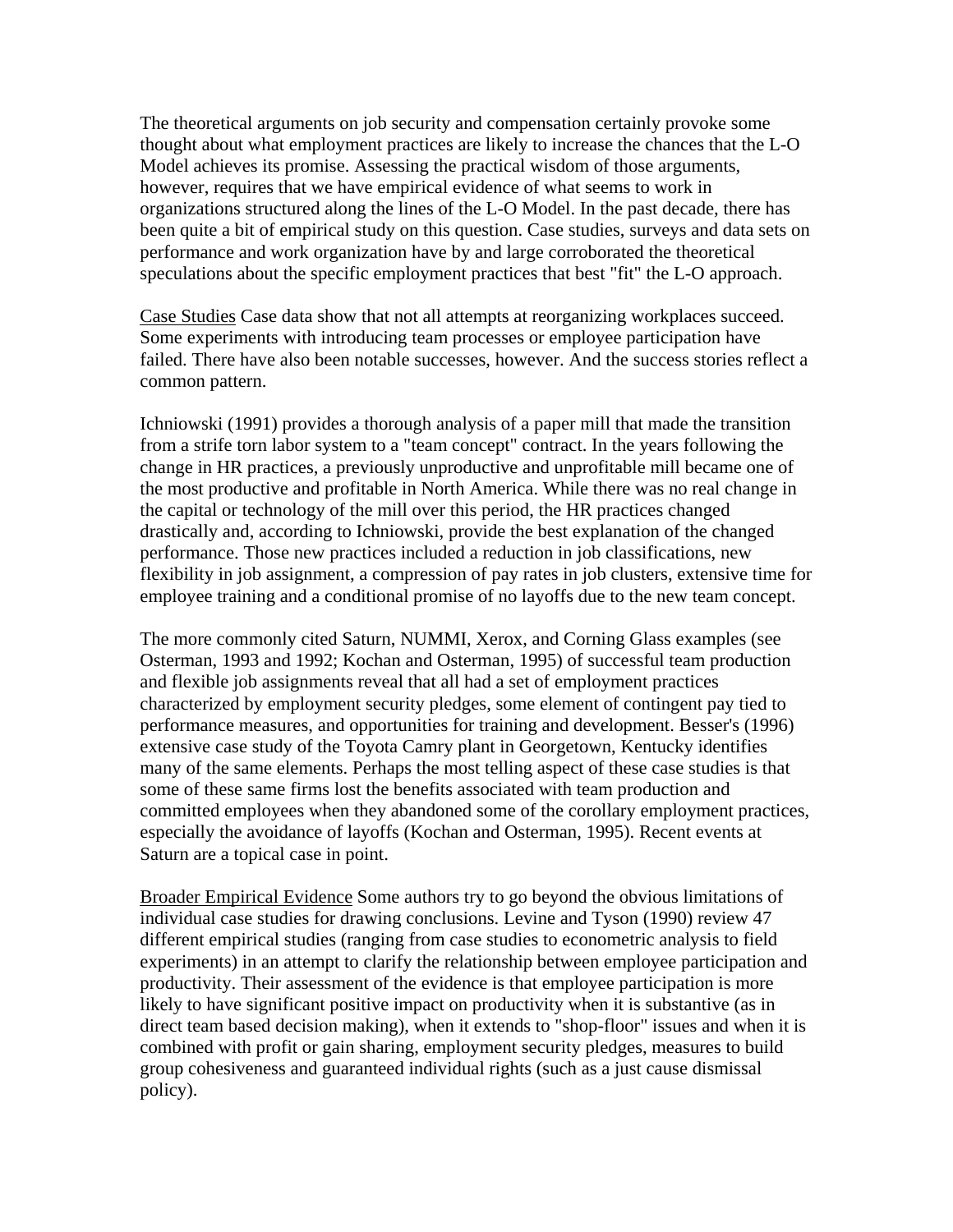The theoretical arguments on job security and compensation certainly provoke some thought about what employment practices are likely to increase the chances that the L-O Model achieves its promise. Assessing the practical wisdom of those arguments, however, requires that we have empirical evidence of what seems to work in organizations structured along the lines of the L-O Model. In the past decade, there has been quite a bit of empirical study on this question. Case studies, surveys and data sets on performance and work organization have by and large corroborated the theoretical speculations about the specific employment practices that best "fit" the L-O approach.

<u>Case Studies</u> Case data show that not all attempts at reorganizing workplaces succeed. Some experiments with introducing team processes or employee participation have failed. There have also been notable successes, however. And the success stories reflect a common pattern.

Ichniowski (1991) provides a thorough analysis of a paper mill that made the transition from a strife torn labor system to a "team concept" contract. In the years following the change in HR practices, a previously unproductive and unprofitable mill became one of the most productive and profitable in North America. While there was no real change in the capital or technology of the mill over this period, the HR practices changed drastically and, according to Ichniowski, provide the best explanation of the changed performance. Those new practices included a reduction in job classifications, new flexibility in job assignment, a compression of pay rates in job clusters, extensive time for employee training and a conditional promise of no layoffs due to the new team concept.

The more commonly cited Saturn, NUMMI, Xerox, and Corning Glass examples (see Osterman, 1993 and 1992; Kochan and Osterman, 1995) of successful team production and flexible job assignments reveal that all had a set of employment practices characterized by employment security pledges, some element of contingent pay tied to performance measures, and opportunities for training and development. Besser's (1996) extensive case study of the Toyota Camry plant in Georgetown, Kentucky identifies many of the same elements. Perhaps the most telling aspect of these case studies is that some of these same firms lost the benefits associated with team production and committed employees when they abandoned some of the corollary employment practices, especially the avoidance of layoffs (Kochan and Osterman, 1995). Recent events at Saturn are a topical case in point.

<u>Broader Empirical Evidence</u> Some authors try to go beyond the obvious limitations of individual case studies for drawing conclusions. Levine and Tyson (1990) review 47 different empirical studies (ranging from case studies to econometric analysis to field experiments) in an attempt to clarify the relationship between employee participation and productivity. Their assessment of the evidence is that employee participation is more likely to have significant positive impact on productivity when it is substantive (as in direct team based decision making), when it extends to "shop-floor" issues and when it is combined with profit or gain sharing, employment security pledges, measures to build group cohesiveness and guaranteed individual rights (such as a just cause dismissal policy).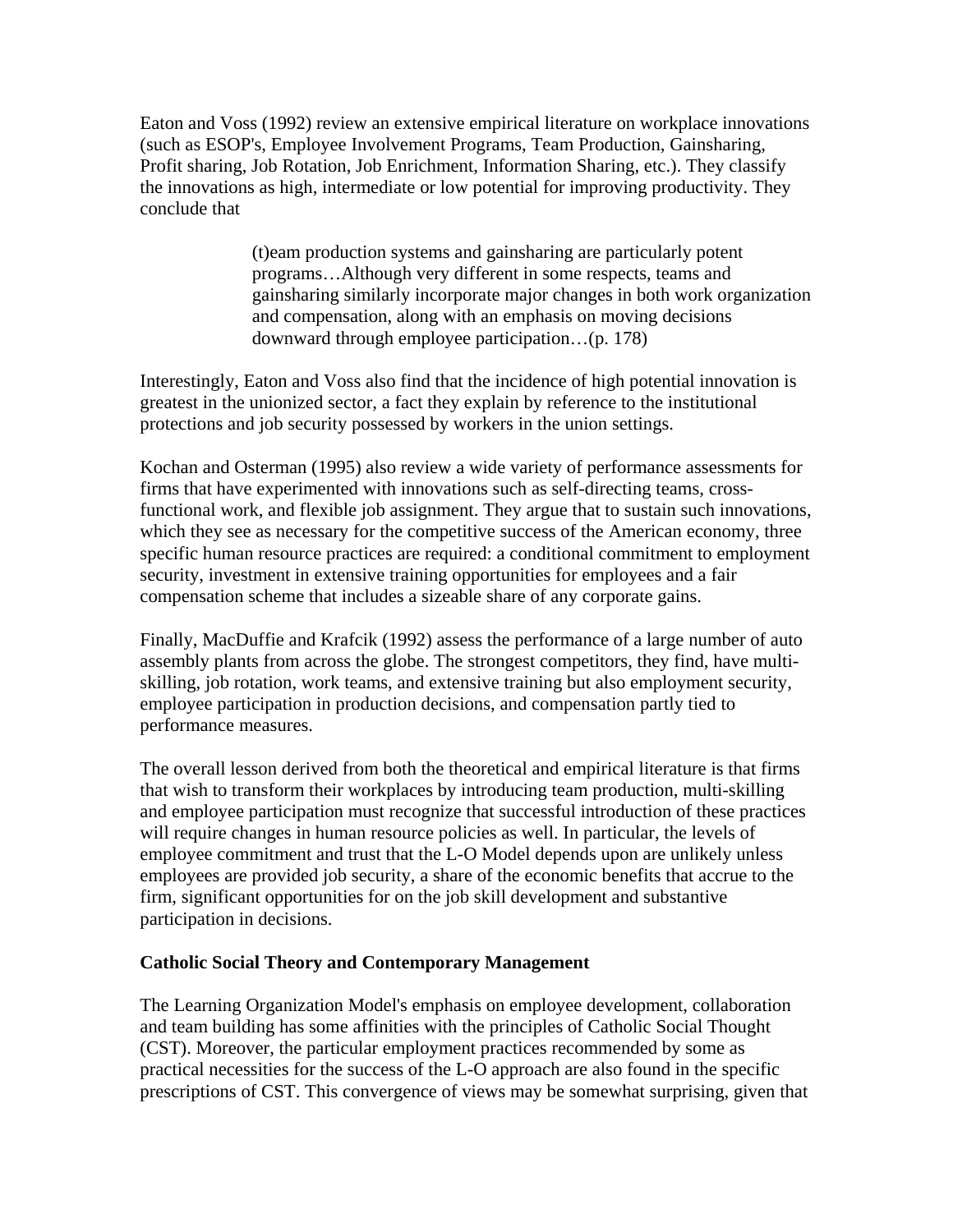Eaton and Voss (1992) review an extensive empirical literature on workplace innovations (such as ESOP's, Employee Involvement Programs, Team Production, Gainsharing, Profit sharing, Job Rotation, Job Enrichment, Information Sharing, etc.). They classify the innovations as high, intermediate or low potential for improving productivity. They conclude that

> (t)eam production systems and gainsharing are particularly potent programs…Although very different in some respects, teams and gainsharing similarly incorporate major changes in both work organization and compensation, along with an emphasis on moving decisions downward through employee participation…(p. 178)

Interestingly, Eaton and Voss also find that the incidence of high potential innovation is greatest in the unionized sector, a fact they explain by reference to the institutional protections and job security possessed by workers in the union settings.

Kochan and Osterman (1995) also review a wide variety of performance assessments for firms that have experimented with innovations such as self-directing teams, cross-functional work, and flexible job assignment. They argue that to sustain such innovations, which they see as necessary for the competitive success of the American economy, three specific human resource practices are required: a conditional commitment to employment security, investment in extensive training opportunities for employees and a fair compensation scheme that includes a sizeable share of any corporate gains.

Finally, MacDuffie and Krafcik (1992) assess the performance of a large number of auto assembly plants from across the globe. The strongest competitors, they find, have multi-skilling, job rotation, work teams, and extensive training but also employment security, employee participation in production decisions, and compensation partly tied to performance measures.

The overall lesson derived from both the theoretical and empirical literature is that firms that wish to transform their workplaces by introducing team production, multi-skilling and employee participation must recognize that successful introduction of these practices will require changes in human resource policies as well. In particular, the levels of employee commitment and trust that the L-O Model depends upon are unlikely unless employees are provided job security, a share of the economic benefits that accrue to the firm, significant opportunities for on the job skill development and substantive participation in decisions.

**Catholic Social Theory and Contemporary Management**

The Learning Organization Model's emphasis on employee development, collaboration and team building has some affinities with the principles of Catholic Social Thought (CST). Moreover, the particular employment practices recommended by some as practical necessities for the success of the L-O approach are also found in the specific prescriptions of CST. This convergence of views may be somewhat surprising, given that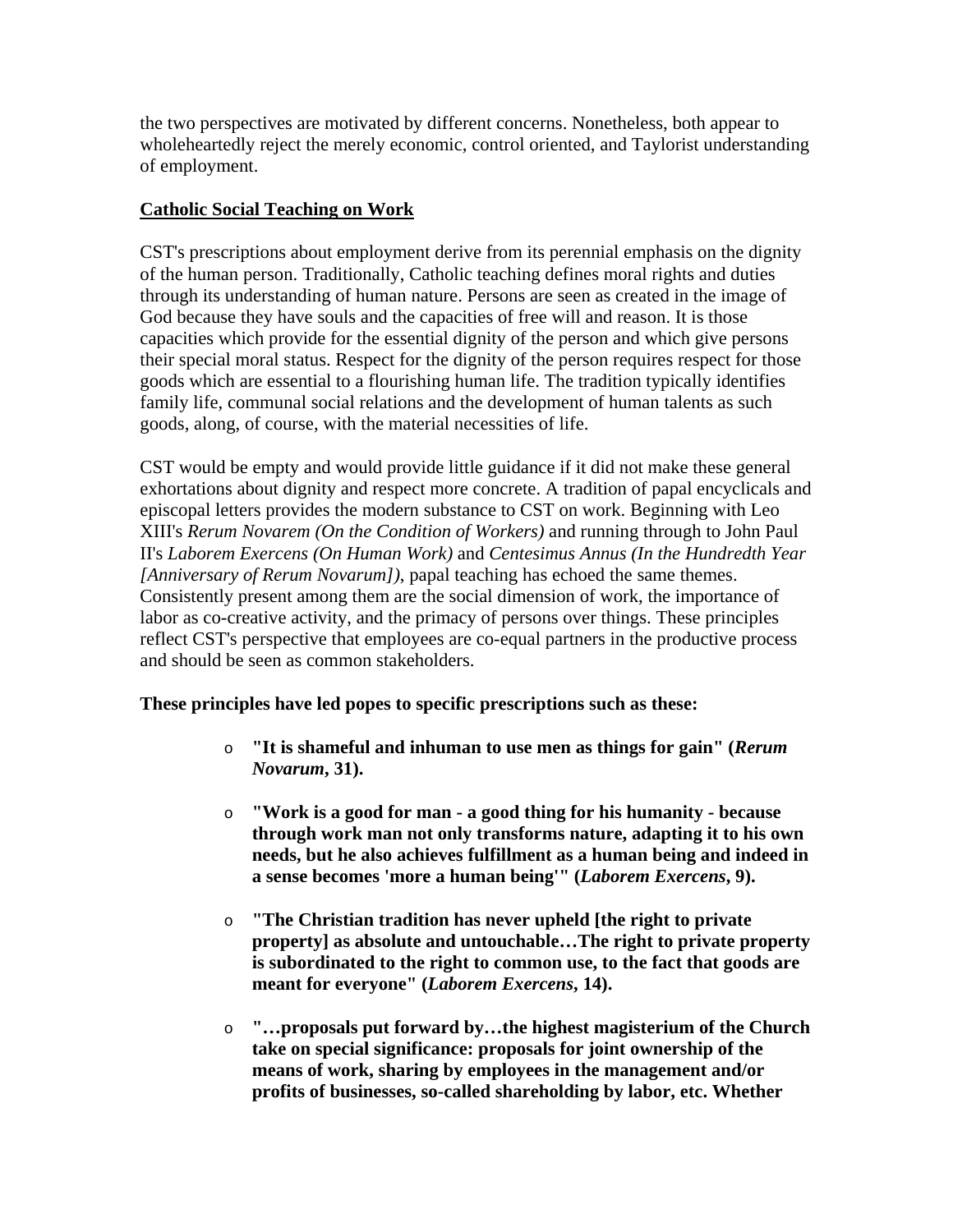the two perspectives are motivated by different concerns. Nonetheless, both appear to wholeheartedly reject the merely economic, control oriented, and Taylorist understanding of employment.

## <u>Catholic Social Teaching on Work</u>

CST's prescriptions about employment derive from its perennial emphasis on the dignity of the human person. Traditionally, Catholic teaching defines moral rights and duties through its understanding of human nature. Persons are seen as created in the image of God because they have souls and the capacities of free will and reason. It is those capacities which provide for the essential dignity of the person and which give persons their special moral status. Respect for the dignity of the person requires respect for those goods which are essential to a flourishing human life. The tradition typically identifies family life, communal social relations and the development of human talents as such goods, along, of course, with the material necessities of life.

CST would be empty and would provide little guidance if it did not make these general exhortations about dignity and respect more concrete. A tradition of papal encyclicals and episcopal letters provides the modern substance to CST on work. Beginning with Leo XIII's *Rerum Novarem (On the Condition of Workers)* and running through to John Paul II's *Laborem Exercens (On Human Work)* and *Centesimus Annus (In the Hundredth Year [Anniversary of Rerum Novarum])*, papal teaching has echoed the same themes. Consistently present among them are the social dimension of work, the importance of labor as co-creative activity, and the primacy of persons over things. These principles reflect CST's perspective that employees are co-equal partners in the productive process and should be seen as common stakeholders.

**These principles have led popes to specific prescriptions such as these:**

- **"It is shameful and inhuman to use men as things for gain" (*Rerum Novarum*, 31).**
- **"Work is a good for man - a good thing for his humanity - because through work man not only transforms nature, adapting it to his own needs, but he also achieves fulfillment as a human being and indeed in a sense becomes 'more a human being'" (*Laborem Exercens*, 9).**
- **"The Christian tradition has never upheld [the right to private property] as absolute and untouchable…The right to private property is subordinated to the right to common use, to the fact that goods are meant for everyone" (*Laborem Exercens*, 14).**
- **"…proposals put forward by…the highest magisterium of the Church take on special significance: proposals for joint ownership of the means of work, sharing by employees in the management and/or profits of businesses, so-called shareholding by labor, etc. Whether**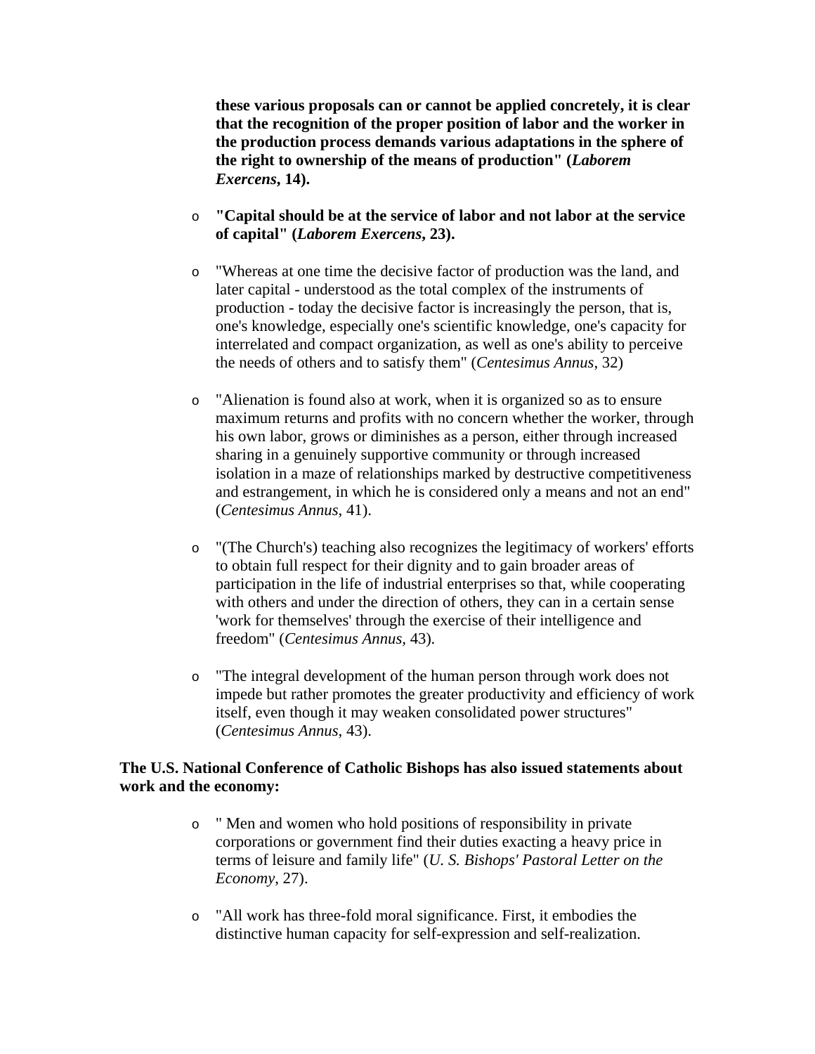**these various proposals can or cannot be applied concretely, it is clear that the recognition of the proper position of labor and the worker in the production process demands various adaptations in the sphere of the right to ownership of the means of production" (*Laborem Exercens*, 14).**

- **"Capital should be at the service of labor and not labor at the service of capital" (*Laborem Exercens*, 23).**
- "Whereas at one time the decisive factor of production was the land, and later capital - understood as the total complex of the instruments of production - today the decisive factor is increasingly the person, that is, one's knowledge, especially one's scientific knowledge, one's capacity for interrelated and compact organization, as well as one's ability to perceive the needs of others and to satisfy them" (*Centesimus Annus*, 32)
- "Alienation is found also at work, when it is organized so as to ensure maximum returns and profits with no concern whether the worker, through his own labor, grows or diminishes as a person, either through increased sharing in a genuinely supportive community or through increased isolation in a maze of relationships marked by destructive competitiveness and estrangement, in which he is considered only a means and not an end" (*Centesimus Annus*, 41).
- "(The Church's) teaching also recognizes the legitimacy of workers' efforts to obtain full respect for their dignity and to gain broader areas of participation in the life of industrial enterprises so that, while cooperating with others and under the direction of others, they can in a certain sense 'work for themselves' through the exercise of their intelligence and freedom" (*Centesimus Annus*, 43).
- "The integral development of the human person through work does not impede but rather promotes the greater productivity and efficiency of work itself, even though it may weaken consolidated power structures" (*Centesimus Annus*, 43).

**The U.S. National Conference of Catholic Bishops has also issued statements about work and the economy:**

- " Men and women who hold positions of responsibility in private corporations or government find their duties exacting a heavy price in terms of leisure and family life" (*U. S. Bishops' Pastoral Letter on the Economy*, 27).
- "All work has three-fold moral significance. First, it embodies the distinctive human capacity for self-expression and self-realization.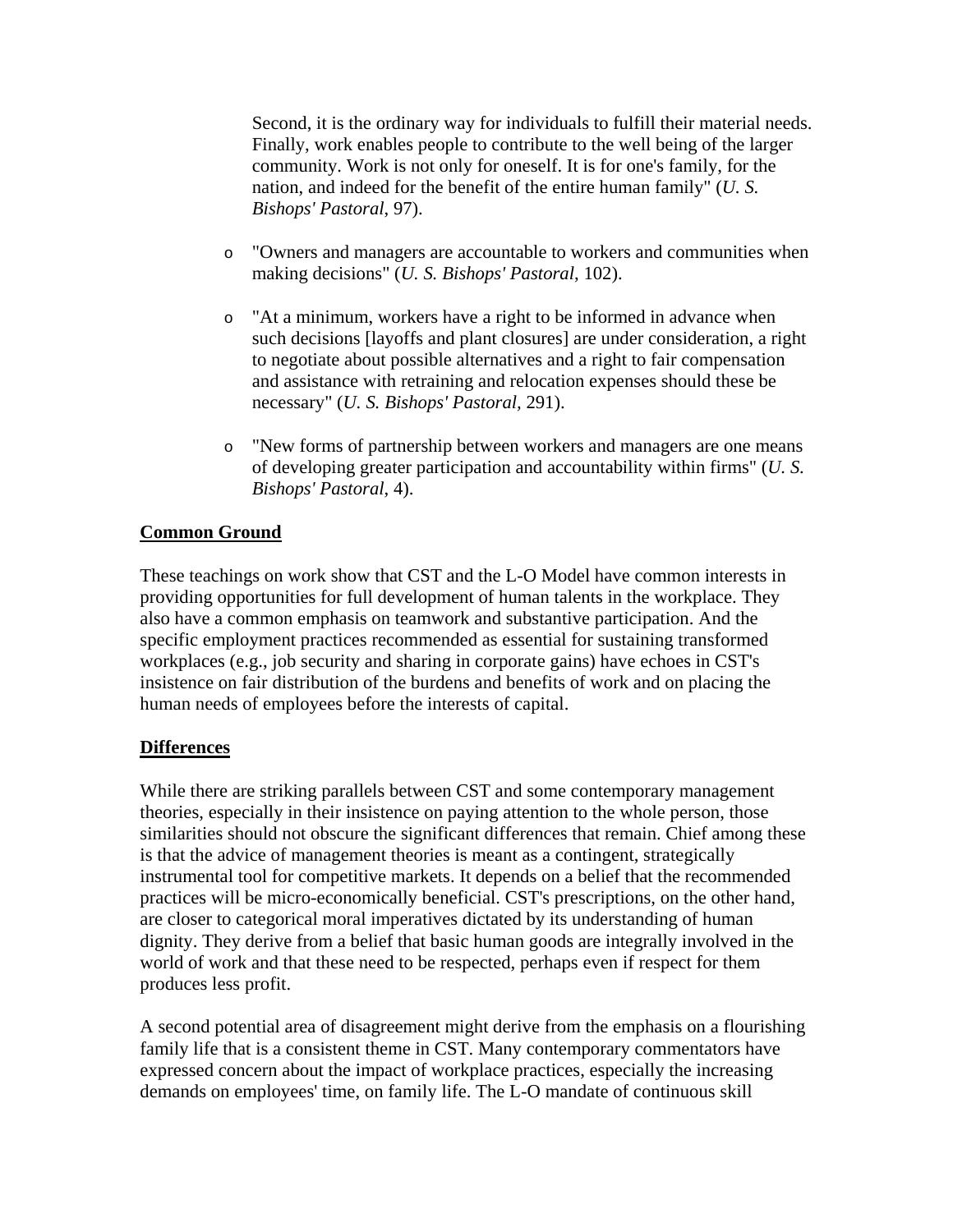Second, it is the ordinary way for individuals to fulfill their material needs. Finally, work enables people to contribute to the well being of the larger community. Work is not only for oneself. It is for one's family, for the nation, and indeed for the benefit of the entire human family" (*U. S. Bishops' Pastoral*, 97).

- "Owners and managers are accountable to workers and communities when making decisions" (*U. S. Bishops' Pastoral*, 102).
- "At a minimum, workers have a right to be informed in advance when such decisions [layoffs and plant closures] are under consideration, a right to negotiate about possible alternatives and a right to fair compensation and assistance with retraining and relocation expenses should these be necessary" (*U. S. Bishops' Pastoral*, 291).
- "New forms of partnership between workers and managers are one means of developing greater participation and accountability within firms" (*U. S. Bishops' Pastoral*, 4).

## Common Ground

These teachings on work show that CST and the L-O Model have common interests in providing opportunities for full development of human talents in the workplace. They also have a common emphasis on teamwork and substantive participation. And the specific employment practices recommended as essential for sustaining transformed workplaces (e.g., job security and sharing in corporate gains) have echoes in CST's insistence on fair distribution of the burdens and benefits of work and on placing the human needs of employees before the interests of capital.

## Differences

While there are striking parallels between CST and some contemporary management theories, especially in their insistence on paying attention to the whole person, those similarities should not obscure the significant differences that remain. Chief among these is that the advice of management theories is meant as a contingent, strategically instrumental tool for competitive markets. It depends on a belief that the recommended practices will be micro-economically beneficial. CST's prescriptions, on the other hand, are closer to categorical moral imperatives dictated by its understanding of human dignity. They derive from a belief that basic human goods are integrally involved in the world of work and that these need to be respected, perhaps even if respect for them produces less profit.

A second potential area of disagreement might derive from the emphasis on a flourishing family life that is a consistent theme in CST. Many contemporary commentators have expressed concern about the impact of workplace practices, especially the increasing demands on employees' time, on family life. The L-O mandate of continuous skill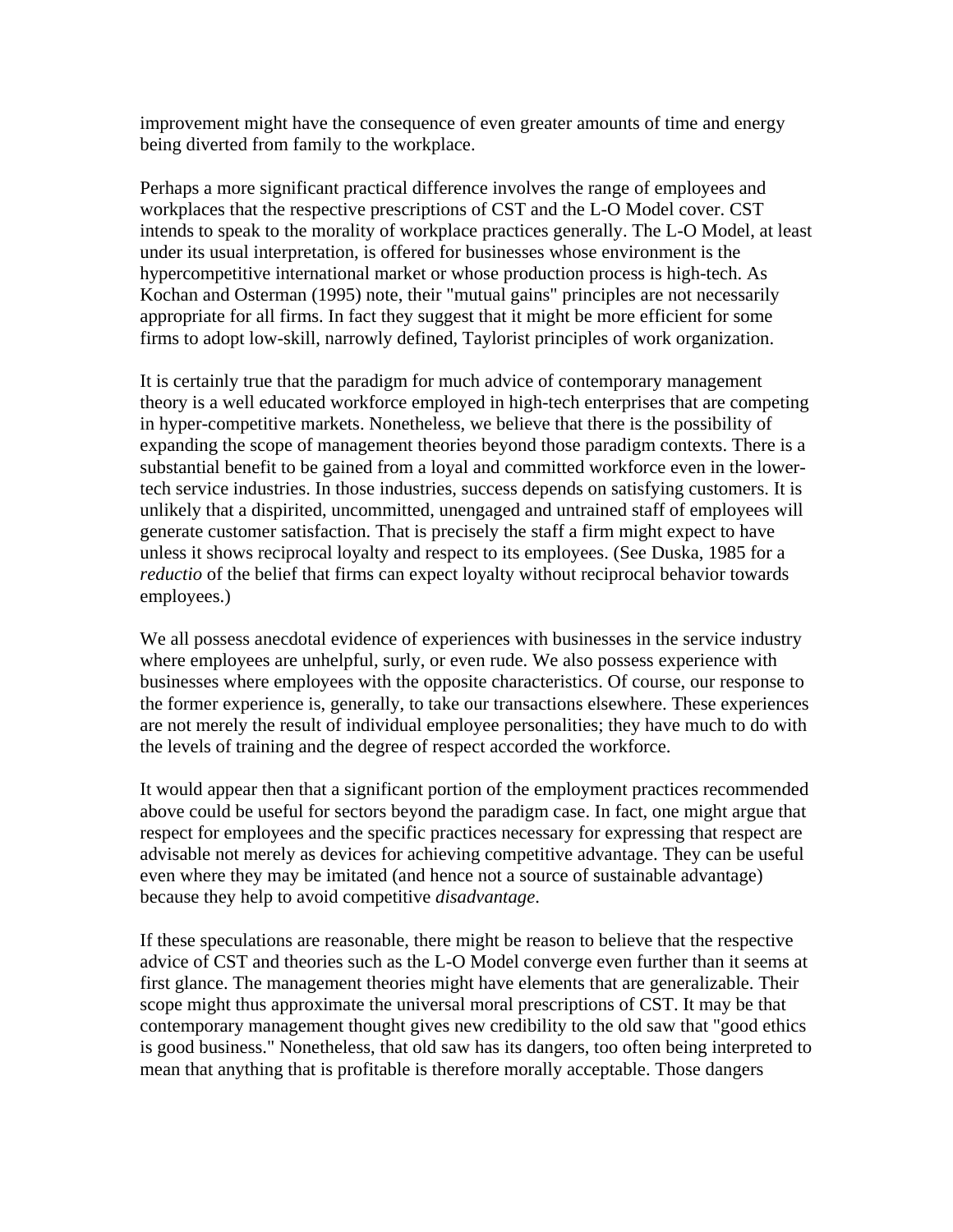improvement might have the consequence of even greater amounts of time and energy being diverted from family to the workplace.

Perhaps a more significant practical difference involves the range of employees and workplaces that the respective prescriptions of CST and the L-O Model cover. CST intends to speak to the morality of workplace practices generally. The L-O Model, at least under its usual interpretation, is offered for businesses whose environment is the hypercompetitive international market or whose production process is high-tech. As Kochan and Osterman (1995) note, their "mutual gains" principles are not necessarily appropriate for all firms. In fact they suggest that it might be more efficient for some firms to adopt low-skill, narrowly defined, Taylorist principles of work organization.

It is certainly true that the paradigm for much advice of contemporary management theory is a well educated workforce employed in high-tech enterprises that are competing in hyper-competitive markets. Nonetheless, we believe that there is the possibility of expanding the scope of management theories beyond those paradigm contexts. There is a substantial benefit to be gained from a loyal and committed workforce even in the lower-tech service industries. In those industries, success depends on satisfying customers. It is unlikely that a dispirited, uncommitted, unengaged and untrained staff of employees will generate customer satisfaction. That is precisely the staff a firm might expect to have unless it shows reciprocal loyalty and respect to its employees. (See Duska, 1985 for a *reductio* of the belief that firms can expect loyalty without reciprocal behavior towards employees.)

We all possess anecdotal evidence of experiences with businesses in the service industry where employees are unhelpful, surly, or even rude. We also possess experience with businesses where employees with the opposite characteristics. Of course, our response to the former experience is, generally, to take our transactions elsewhere. These experiences are not merely the result of individual employee personalities; they have much to do with the levels of training and the degree of respect accorded the workforce.

It would appear then that a significant portion of the employment practices recommended above could be useful for sectors beyond the paradigm case. In fact, one might argue that respect for employees and the specific practices necessary for expressing that respect are advisable not merely as devices for achieving competitive advantage. They can be useful even where they may be imitated (and hence not a source of sustainable advantage) because they help to avoid competitive *disadvantage*.

If these speculations are reasonable, there might be reason to believe that the respective advice of CST and theories such as the L-O Model converge even further than it seems at first glance. The management theories might have elements that are generalizable. Their scope might thus approximate the universal moral prescriptions of CST. It may be that contemporary management thought gives new credibility to the old saw that "good ethics is good business." Nonetheless, that old saw has its dangers, too often being interpreted to mean that anything that is profitable is therefore morally acceptable. Those dangers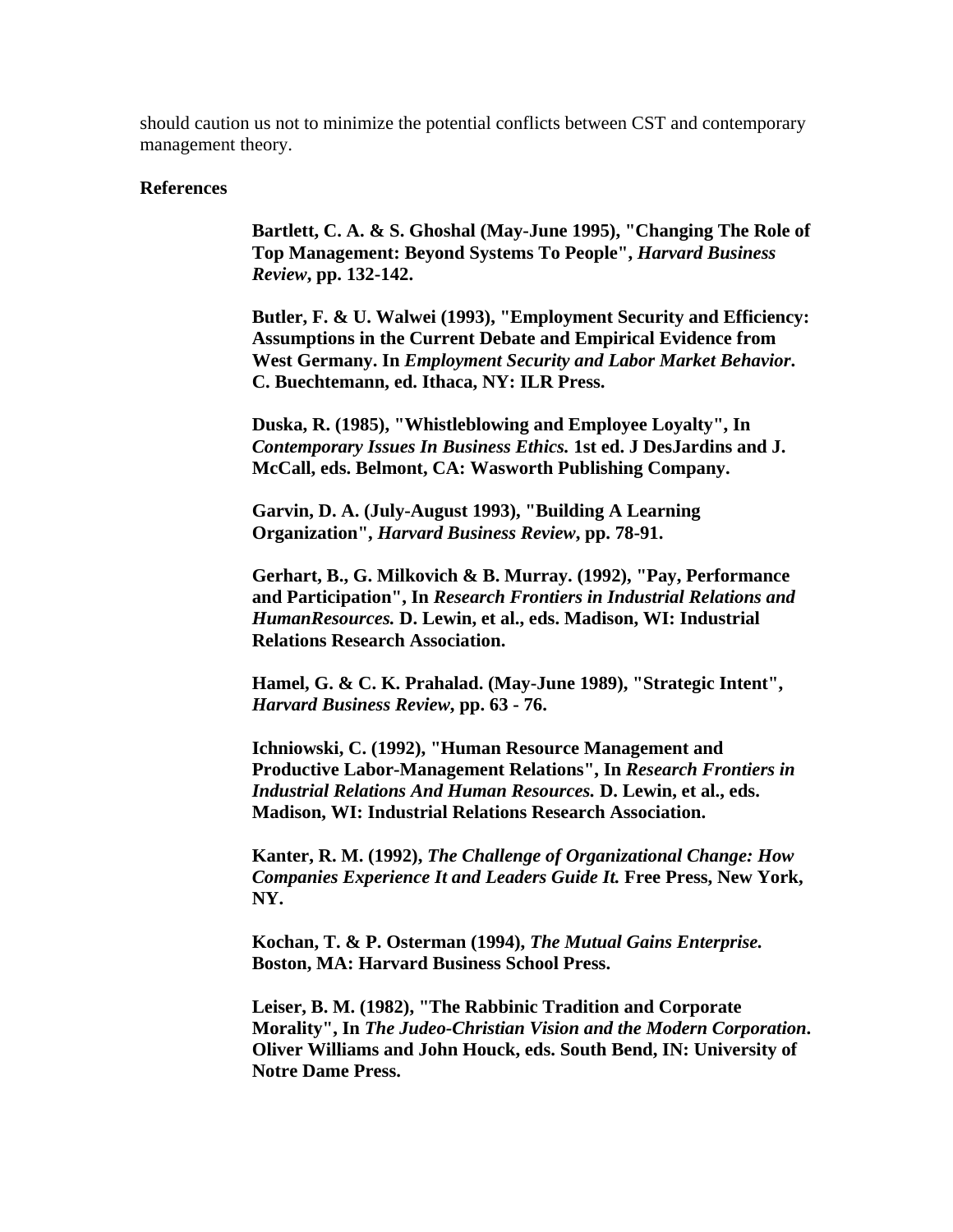should caution us not to minimize the potential conflicts between CST and contemporary management theory.

**References**

**Bartlett, C. A. & S. Ghoshal (May-June 1995), "Changing The Role of Top Management: Beyond Systems To People",** ***Harvard Business Review*****, pp. 132-142.**

**Butler, F. & U. Walwei (1993), "Employment Security and Efficiency: Assumptions in the Current Debate and Empirical Evidence from West Germany. In** ***Employment Security and Labor Market Behavior*****. C. Buechtemann, ed. Ithaca, NY: ILR Press.**

**Duska, R. (1985), "Whistleblowing and Employee Loyalty", In** ***Contemporary Issues In Business Ethics.*** **1st ed. J DesJardins and J. McCall, eds. Belmont, CA: Wasworth Publishing Company.**

**Garvin, D. A. (July-August 1993), "Building A Learning Organization",** ***Harvard Business Review*****, pp. 78-91.**

**Gerhart, B., G. Milkovich & B. Murray. (1992), "Pay, Performance and Participation", In** ***Research Frontiers in Industrial Relations and HumanResources.*** **D. Lewin, et al., eds. Madison, WI: Industrial Relations Research Association.**

**Hamel, G. & C. K. Prahalad. (May-June 1989), "Strategic Intent",** ***Harvard Business Review*****, pp. 63 - 76.**

**Ichniowski, C. (1992), "Human Resource Management and Productive Labor-Management Relations", In** ***Research Frontiers in Industrial Relations And Human Resources.*** **D. Lewin, et al., eds. Madison, WI: Industrial Relations Research Association.**

**Kanter, R. M. (1992),** ***The Challenge of Organizational Change: How Companies Experience It and Leaders Guide It.*** **Free Press, New York, NY.**

**Kochan, T. & P. Osterman (1994),** ***The Mutual Gains Enterprise.*** **Boston, MA: Harvard Business School Press.**

**Leiser, B. M. (1982), "The Rabbinic Tradition and Corporate Morality", In** ***The Judeo-Christian Vision and the Modern Corporation*****. Oliver Williams and John Houck, eds. South Bend, IN: University of Notre Dame Press.**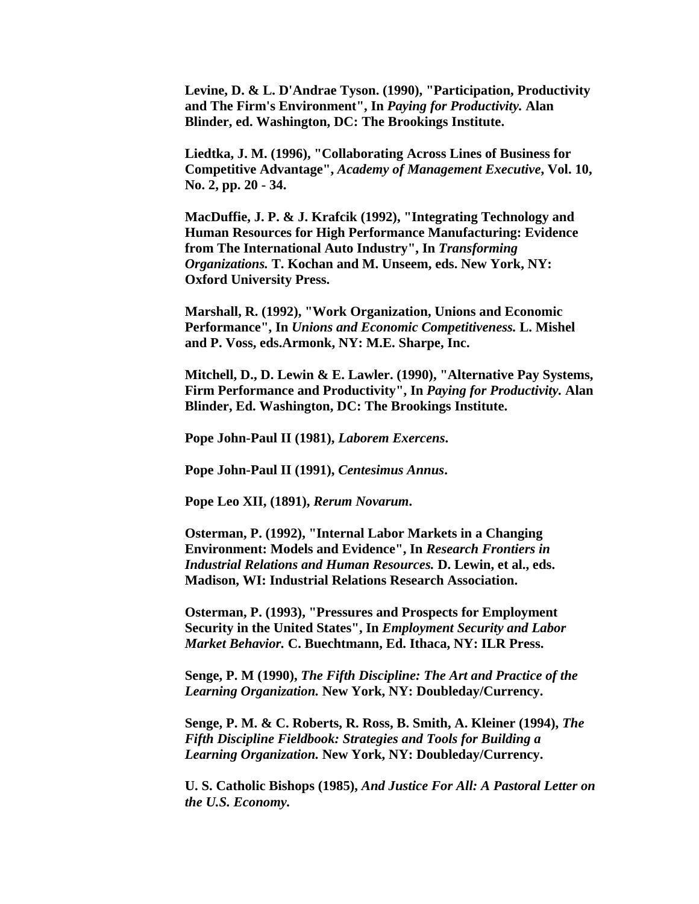**Levine, D. & L. D'Andrae Tyson. (1990), "Participation, Productivity and The Firm's Environment", In *Paying for Productivity.* Alan Blinder, ed. Washington, DC: The Brookings Institute.**

**Liedtka, J. M. (1996), "Collaborating Across Lines of Business for Competitive Advantage", *Academy of Management Executive*, Vol. 10, No. 2, pp. 20 - 34.**

**MacDuffie, J. P. & J. Krafcik (1992), "Integrating Technology and Human Resources for High Performance Manufacturing: Evidence from The International Auto Industry", In *Transforming Organizations.* T. Kochan and M. Unseem, eds. New York, NY: Oxford University Press.**

**Marshall, R. (1992), "Work Organization, Unions and Economic Performance", In *Unions and Economic Competitiveness.* L. Mishel and P. Voss, eds.Armonk, NY: M.E. Sharpe, Inc.**

**Mitchell, D., D. Lewin & E. Lawler. (1990), "Alternative Pay Systems, Firm Performance and Productivity", In *Paying for Productivity.* Alan Blinder, Ed. Washington, DC: The Brookings Institute.**

**Pope John-Paul II (1981), *Laborem Exercens*.**

**Pope John-Paul II (1991), *Centesimus Annus*.**

**Pope Leo XII, (1891), *Rerum Novarum*.**

**Osterman, P. (1992), "Internal Labor Markets in a Changing Environment: Models and Evidence", In *Research Frontiers in Industrial Relations and Human Resources.* D. Lewin, et al., eds. Madison, WI: Industrial Relations Research Association.**

**Osterman, P. (1993), "Pressures and Prospects for Employment Security in the United States", In *Employment Security and Labor Market Behavior.* C. Buechtmann, Ed. Ithaca, NY: ILR Press.**

**Senge, P. M (1990), *The Fifth Discipline: The Art and Practice of the Learning Organization.* New York, NY: Doubleday/Currency.**

**Senge, P. M. & C. Roberts, R. Ross, B. Smith, A. Kleiner (1994), *The Fifth Discipline Fieldbook: Strategies and Tools for Building a Learning Organization.* New York, NY: Doubleday/Currency.**

**U. S. Catholic Bishops (1985), *And Justice For All: A Pastoral Letter on the U.S. Economy.***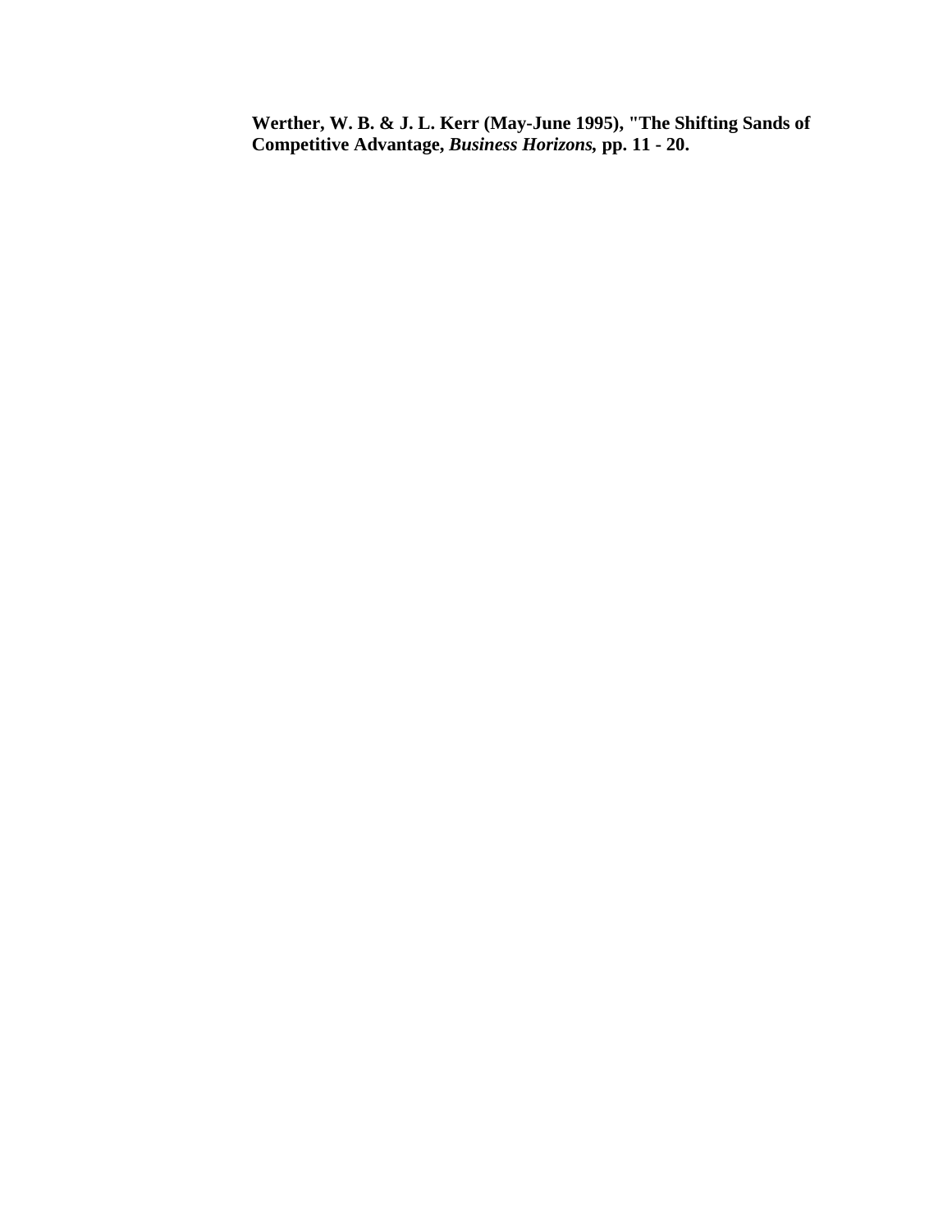**Werther, W. B. & J. L. Kerr (May-June 1995), "The Shifting Sands of Competitive Advantage, *Business Horizons,* pp. 11 - 20.**